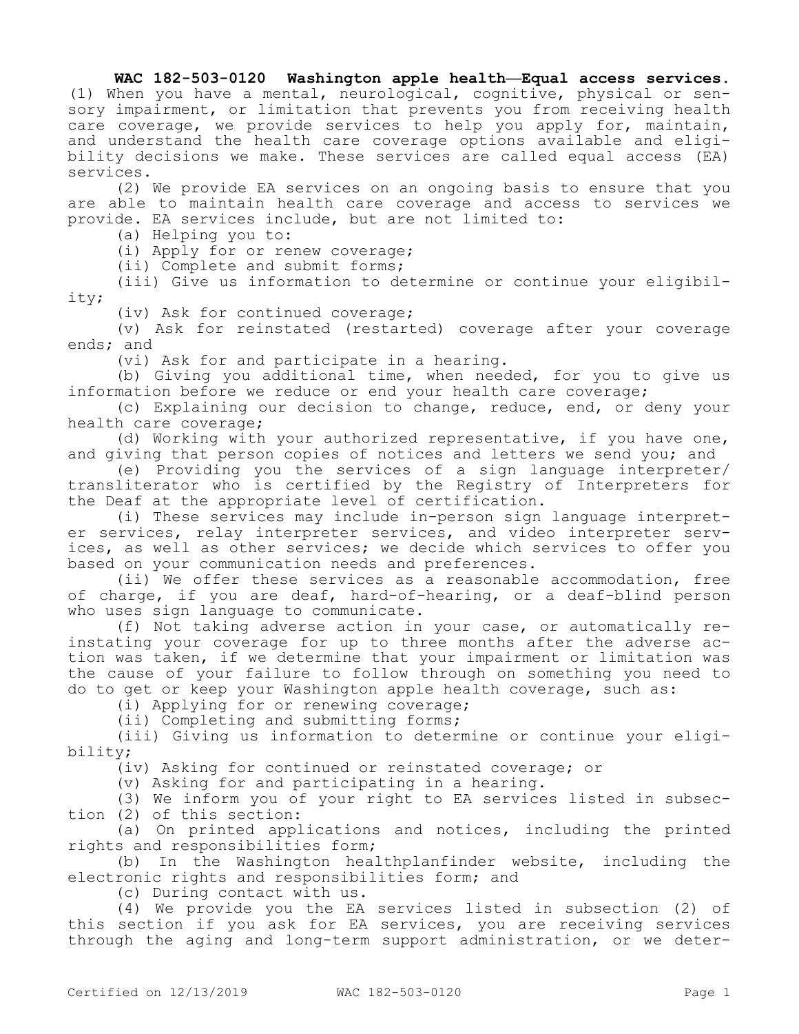**WAC 182-503-0120 Washington apple health—Equal access services.** (1) When you have a mental, neurological, cognitive, physical or sensory impairment, or limitation that prevents you from receiving health care coverage, we provide services to help you apply for, maintain, and understand the health care coverage options available and eligibility decisions we make. These services are called equal access (EA) services.

(2) We provide EA services on an ongoing basis to ensure that you are able to maintain health care coverage and access to services we provide. EA services include, but are not limited to:

(a) Helping you to:

(i) Apply for or renew coverage;

(ii) Complete and submit forms;

(iii) Give us information to determine or continue your eligibility;

(iv) Ask for continued coverage;

(v) Ask for reinstated (restarted) coverage after your coverage ends; and

(vi) Ask for and participate in a hearing.

(b) Giving you additional time, when needed, for you to give us information before we reduce or end your health care coverage;

(c) Explaining our decision to change, reduce, end, or deny your health care coverage;

(d) Working with your authorized representative, if you have one, and giving that person copies of notices and letters we send you; and

(e) Providing you the services of a sign language interpreter/transliterator who is certified by the Registry of Interpreters for the Deaf at the appropriate level of certification.

(i) These services may include in-person sign language interpreter services, relay interpreter services, and video interpreter services, as well as other services; we decide which services to offer you based on your communication needs and preferences.

(ii) We offer these services as a reasonable accommodation, free of charge, if you are deaf, hard-of-hearing, or a deaf-blind person who uses sign language to communicate.

(f) Not taking adverse action in your case, or automatically reinstating your coverage for up to three months after the adverse action was taken, if we determine that your impairment or limitation was the cause of your failure to follow through on something you need to do to get or keep your Washington apple health coverage, such as:

(i) Applying for or renewing coverage;

(ii) Completing and submitting forms;

(iii) Giving us information to determine or continue your eligibility;

(iv) Asking for continued or reinstated coverage; or

(v) Asking for and participating in a hearing.

(3) We inform you of your right to EA services listed in subsection (2) of this section:

(a) On printed applications and notices, including the printed rights and responsibilities form;

(b) In the Washington healthplanfinder website, including the electronic rights and responsibilities form; and

(c) During contact with us.

(4) We provide you the EA services listed in subsection (2) of this section if you ask for EA services, you are receiving services through the aging and long-term support administration, or we deter-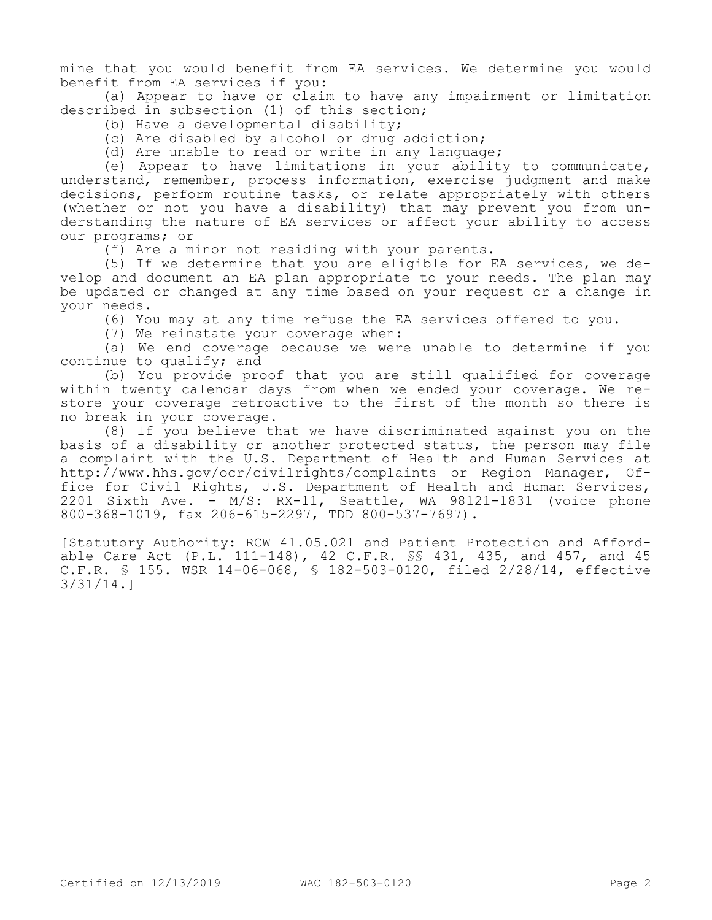mine that you would benefit from EA services. We determine you would benefit from EA services if you:

(a) Appear to have or claim to have any impairment or limitation described in subsection (1) of this section;

(b) Have a developmental disability;

(c) Are disabled by alcohol or drug addiction;

(d) Are unable to read or write in any language;

(e) Appear to have limitations in your ability to communicate, understand, remember, process information, exercise judgment and make decisions, perform routine tasks, or relate appropriately with others (whether or not you have a disability) that may prevent you from understanding the nature of EA services or affect your ability to access our programs; or

(f) Are a minor not residing with your parents.

(5) If we determine that you are eligible for EA services, we develop and document an EA plan appropriate to your needs. The plan may be updated or changed at any time based on your request or a change in your needs.

(6) You may at any time refuse the EA services offered to you.

(7) We reinstate your coverage when:

(a) We end coverage because we were unable to determine if you continue to qualify; and

(b) You provide proof that you are still qualified for coverage within twenty calendar days from when we ended your coverage. We restore your coverage retroactive to the first of the month so there is no break in your coverage.

(8) If you believe that we have discriminated against you on the basis of a disability or another protected status, the person may file a complaint with the U.S. Department of Health and Human Services at http://www.hhs.gov/ocr/civilrights/complaints or Region Manager, Office for Civil Rights, U.S. Department of Health and Human Services, 2201 Sixth Ave. - M/S: RX-11, Seattle, WA 98121-1831 (voice phone 800-368-1019, fax 206-615-2297, TDD 800-537-7697).

[Statutory Authority: RCW 41.05.021 and Patient Protection and Affordable Care Act (P.L. 111-148), 42 C.F.R. §§ 431, 435, and 457, and 45 C.F.R. § 155. WSR 14-06-068, § 182-503-0120, filed 2/28/14, effective 3/31/14.]